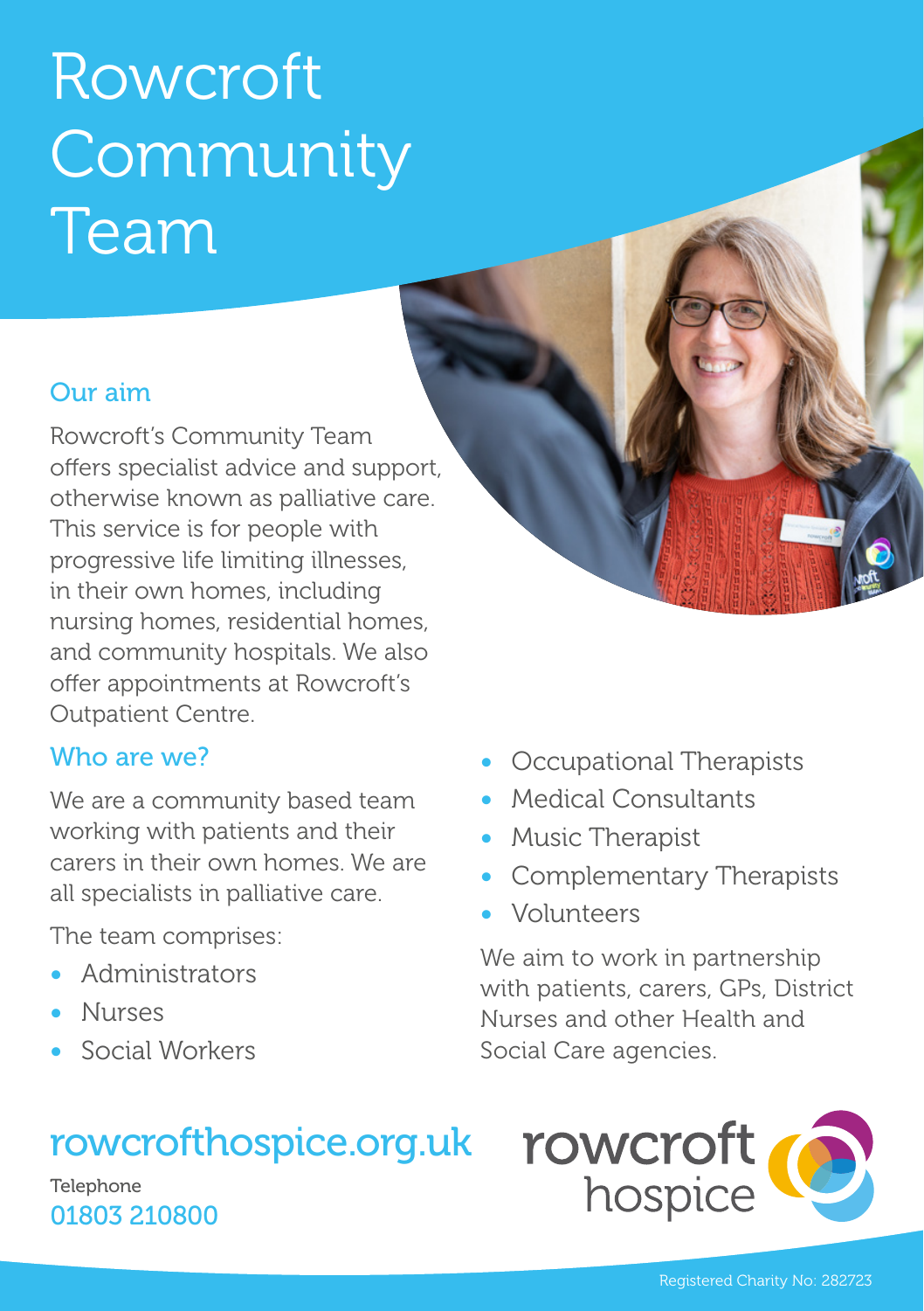# Rowcroft Community Team

## Our aim

Rowcroft's Community Team offers specialist advice and support, otherwise known as palliative care. This service is for people with progressive life limiting illnesses, in their own homes, including nursing homes, residential homes, and community hospitals. We also offer appointments at Rowcroft's Outpatient Centre.

## Who are we?

We are a community based team working with patients and their carers in their own homes. We are all specialists in palliative care.

The team comprises:

- Administrators
- Nurses
- Social Workers
- Occupational Therapists
- Medical Consultants
- Music Therapist
- Complementary Therapists
- Volunteers

We aim to work in partnership with patients, carers, GPs, District Nurses and other Health and Social Care agencies.

rowcrofthospice.org.uk

Telephone
01803 210800

rowcroft hospice

Registered Charity No: 282723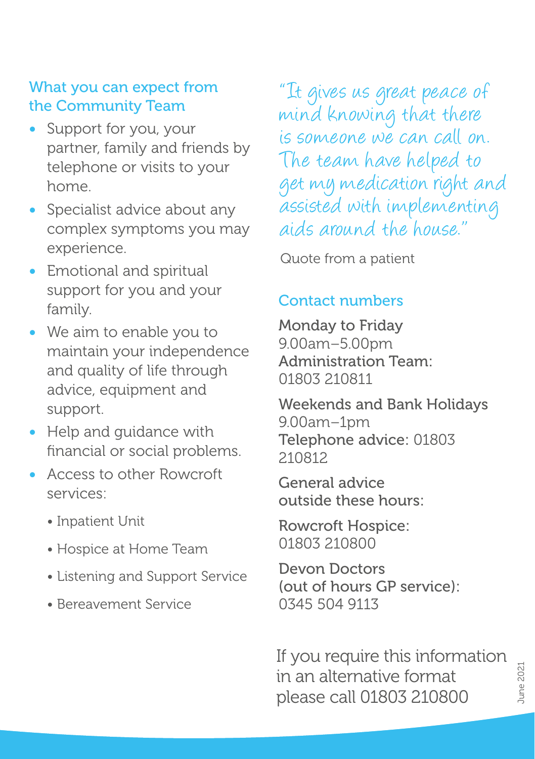## What you can expect from the Community Team

- Support for you, your partner, family and friends by telephone or visits to your home.
- Specialist advice about any complex symptoms you may experience.
- Emotional and spiritual support for you and your family.
- We aim to enable you to maintain your independence and quality of life through advice, equipment and support.
- Help and guidance with financial or social problems.
- Access to other Rowcroft services:
  - Inpatient Unit
  - Hospice at Home Team
  - Listening and Support Service
  - Bereavement Service

*"It gives us great peace of mind knowing that there is someone we can call on. The team have helped to get my medication right and assisted with implementing aids around the house."*

Quote from a patient

## Contact numbers

**Monday to Friday**
9.00am–5.00pm
**Administration Team:**
01803 210811

**Weekends and Bank Holidays**
9.00am–1pm
**Telephone advice:** 01803 210812

**General advice outside these hours:**

**Rowcroft Hospice:**
01803 210800

**Devon Doctors (out of hours GP service):**
0345 504 9113

If you require this information in an alternative format please call 01803 210800

June 2021